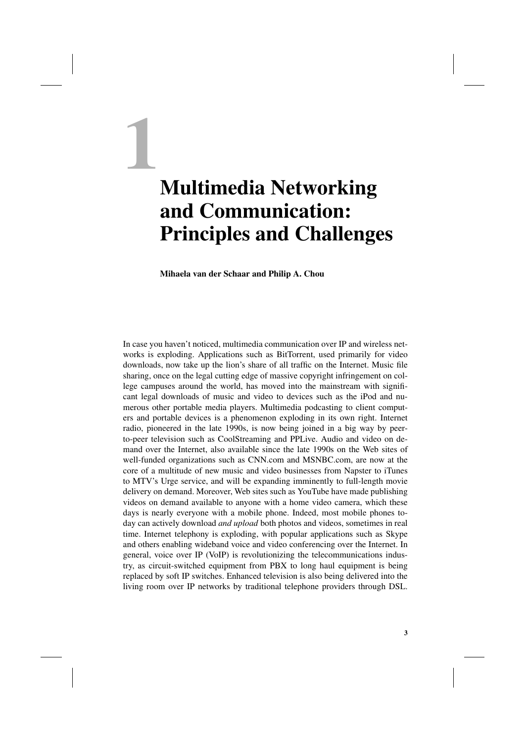# 1 Multimedia Networking and Communication: Principles and Challenges

**Mihaela van der Schaar and Philip A. Chou**

In case you haven't noticed, multimedia communication over IP and wireless networks is exploding. Applications such as BitTorrent, used primarily for video downloads, now take up the lion's share of all traffic on the Internet. Music file sharing, once on the legal cutting edge of massive copyright infringement on college campuses around the world, has moved into the mainstream with significant legal downloads of music and video to devices such as the iPod and numerous other portable media players. Multimedia podcasting to client computers and portable devices is a phenomenon exploding in its own right. Internet radio, pioneered in the late 1990s, is now being joined in a big way by peer-to-peer television such as CoolStreaming and PPLive. Audio and video on demand over the Internet, also available since the late 1990s on the Web sites of well-funded organizations such as CNN.com and MSNBC.com, are now at the core of a multitude of new music and video businesses from Napster to iTunes to MTV's Urge service, and will be expanding imminently to full-length movie delivery on demand. Moreover, Web sites such as YouTube have made publishing videos on demand available to anyone with a home video camera, which these days is nearly everyone with a mobile phone. Indeed, most mobile phones today can actively download *and upload* both photos and videos, sometimes in real time. Internet telephony is exploding, with popular applications such as Skype and others enabling wideband voice and video conferencing over the Internet. In general, voice over IP (VoIP) is revolutionizing the telecommunications industry, as circuit-switched equipment from PBX to long haul equipment is being replaced by soft IP switches. Enhanced television is also being delivered into the living room over IP networks by traditional telephone providers through DSL.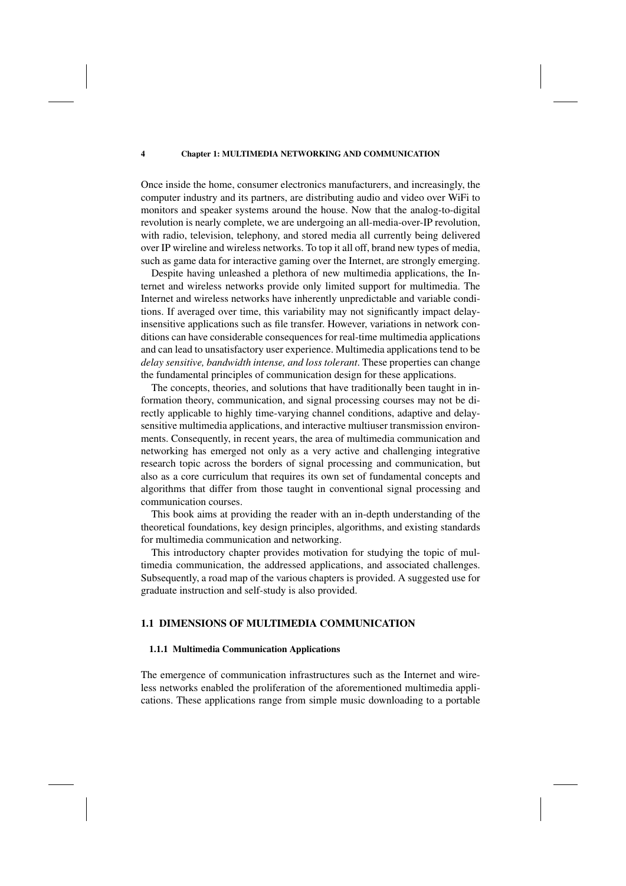Once inside the home, consumer electronics manufacturers, and increasingly, the computer industry and its partners, are distributing audio and video over WiFi to monitors and speaker systems around the house. Now that the analog-to-digital revolution is nearly complete, we are undergoing an all-media-over-IP revolution, with radio, television, telephony, and stored media all currently being delivered over IP wireline and wireless networks. To top it all off, brand new types of media, such as game data for interactive gaming over the Internet, are strongly emerging.

Despite having unleashed a plethora of new multimedia applications, the Internet and wireless networks provide only limited support for multimedia. The Internet and wireless networks have inherently unpredictable and variable conditions. If averaged over time, this variability may not significantly impact delay-insensitive applications such as file transfer. However, variations in network conditions can have considerable consequences for real-time multimedia applications and can lead to unsatisfactory user experience. Multimedia applications tend to be *delay sensitive, bandwidth intense, and loss tolerant*. These properties can change the fundamental principles of communication design for these applications.

The concepts, theories, and solutions that have traditionally been taught in information theory, communication, and signal processing courses may not be directly applicable to highly time-varying channel conditions, adaptive and delay-sensitive multimedia applications, and interactive multiuser transmission environments. Consequently, in recent years, the area of multimedia communication and networking has emerged not only as a very active and challenging integrative research topic across the borders of signal processing and communication, but also as a core curriculum that requires its own set of fundamental concepts and algorithms that differ from those taught in conventional signal processing and communication courses.

This book aims at providing the reader with an in-depth understanding of the theoretical foundations, key design principles, algorithms, and existing standards for multimedia communication and networking.

This introductory chapter provides motivation for studying the topic of multimedia communication, the addressed applications, and associated challenges. Subsequently, a road map of the various chapters is provided. A suggested use for graduate instruction and self-study is also provided.

## 1.1 DIMENSIONS OF MULTIMEDIA COMMUNICATION

### 1.1.1 Multimedia Communication Applications

The emergence of communication infrastructures such as the Internet and wireless networks enabled the proliferation of the aforementioned multimedia applications. These applications range from simple music downloading to a portable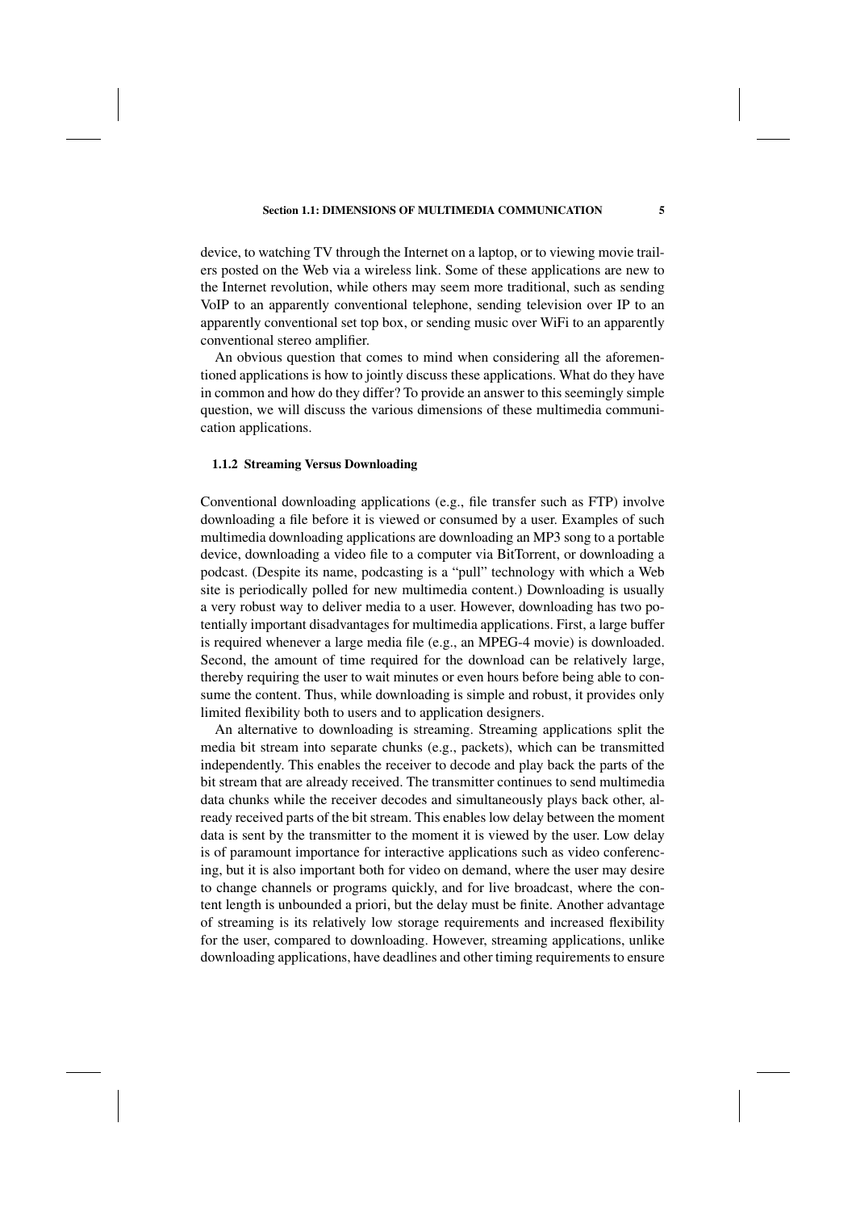device, to watching TV through the Internet on a laptop, or to viewing movie trailers posted on the Web via a wireless link. Some of these applications are new to the Internet revolution, while others may seem more traditional, such as sending VoIP to an apparently conventional telephone, sending television over IP to an apparently conventional set top box, or sending music over WiFi to an apparently conventional stereo amplifier.

An obvious question that comes to mind when considering all the aforementioned applications is how to jointly discuss these applications. What do they have in common and how do they differ? To provide an answer to this seemingly simple question, we will discuss the various dimensions of these multimedia communication applications.

### 1.1.2 Streaming Versus Downloading

Conventional downloading applications (e.g., file transfer such as FTP) involve downloading a file before it is viewed or consumed by a user. Examples of such multimedia downloading applications are downloading an MP3 song to a portable device, downloading a video file to a computer via BitTorrent, or downloading a podcast. (Despite its name, podcasting is a "pull" technology with which a Web site is periodically polled for new multimedia content.) Downloading is usually a very robust way to deliver media to a user. However, downloading has two potentially important disadvantages for multimedia applications. First, a large buffer is required whenever a large media file (e.g., an MPEG-4 movie) is downloaded. Second, the amount of time required for the download can be relatively large, thereby requiring the user to wait minutes or even hours before being able to consume the content. Thus, while downloading is simple and robust, it provides only limited flexibility both to users and to application designers.

An alternative to downloading is streaming. Streaming applications split the media bit stream into separate chunks (e.g., packets), which can be transmitted independently. This enables the receiver to decode and play back the parts of the bit stream that are already received. The transmitter continues to send multimedia data chunks while the receiver decodes and simultaneously plays back other, already received parts of the bit stream. This enables low delay between the moment data is sent by the transmitter to the moment it is viewed by the user. Low delay is of paramount importance for interactive applications such as video conferencing, but it is also important both for video on demand, where the user may desire to change channels or programs quickly, and for live broadcast, where the content length is unbounded a priori, but the delay must be finite. Another advantage of streaming is its relatively low storage requirements and increased flexibility for the user, compared to downloading. However, streaming applications, unlike downloading applications, have deadlines and other timing requirements to ensure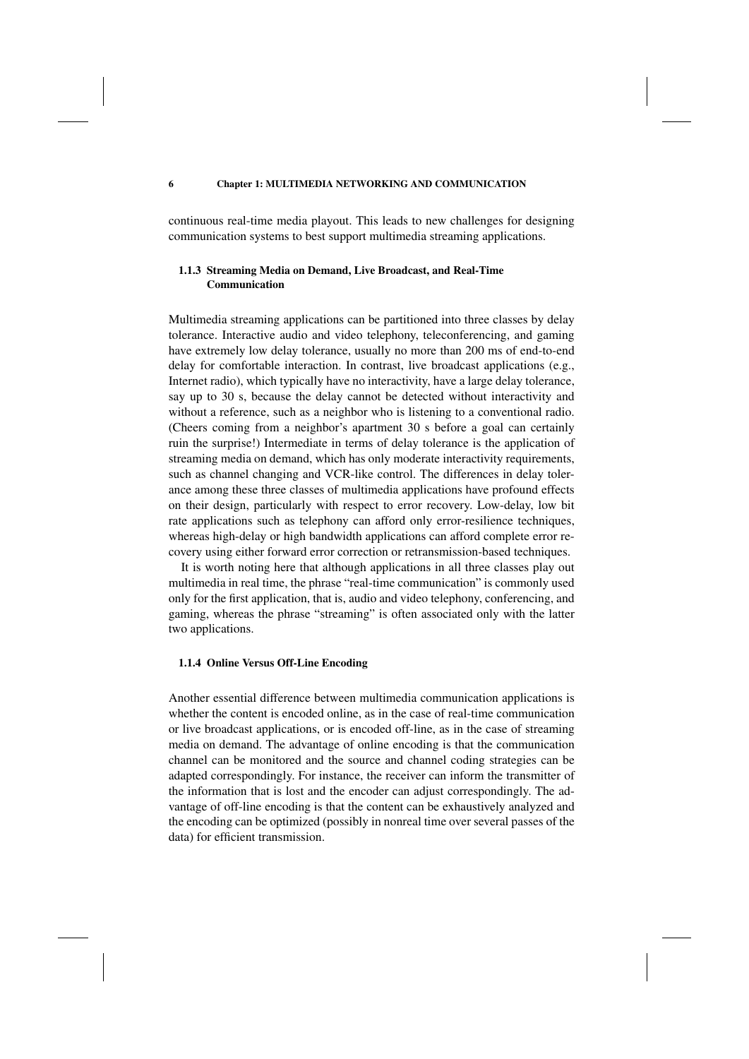continuous real-time media playout. This leads to new challenges for designing communication systems to best support multimedia streaming applications.

### 1.1.3 Streaming Media on Demand, Live Broadcast, and Real-Time Communication

Multimedia streaming applications can be partitioned into three classes by delay tolerance. Interactive audio and video telephony, teleconferencing, and gaming have extremely low delay tolerance, usually no more than 200 ms of end-to-end delay for comfortable interaction. In contrast, live broadcast applications (e.g., Internet radio), which typically have no interactivity, have a large delay tolerance, say up to 30 s, because the delay cannot be detected without interactivity and without a reference, such as a neighbor who is listening to a conventional radio. (Cheers coming from a neighbor's apartment 30 s before a goal can certainly ruin the surprise!) Intermediate in terms of delay tolerance is the application of streaming media on demand, which has only moderate interactivity requirements, such as channel changing and VCR-like control. The differences in delay tolerance among these three classes of multimedia applications have profound effects on their design, particularly with respect to error recovery. Low-delay, low bit rate applications such as telephony can afford only error-resilience techniques, whereas high-delay or high bandwidth applications can afford complete error recovery using either forward error correction or retransmission-based techniques.

It is worth noting here that although applications in all three classes play out multimedia in real time, the phrase "real-time communication" is commonly used only for the first application, that is, audio and video telephony, conferencing, and gaming, whereas the phrase "streaming" is often associated only with the latter two applications.

### 1.1.4 Online Versus Off-Line Encoding

Another essential difference between multimedia communication applications is whether the content is encoded online, as in the case of real-time communication or live broadcast applications, or is encoded off-line, as in the case of streaming media on demand. The advantage of online encoding is that the communication channel can be monitored and the source and channel coding strategies can be adapted correspondingly. For instance, the receiver can inform the transmitter of the information that is lost and the encoder can adjust correspondingly. The advantage of off-line encoding is that the content can be exhaustively analyzed and the encoding can be optimized (possibly in nonreal time over several passes of the data) for efficient transmission.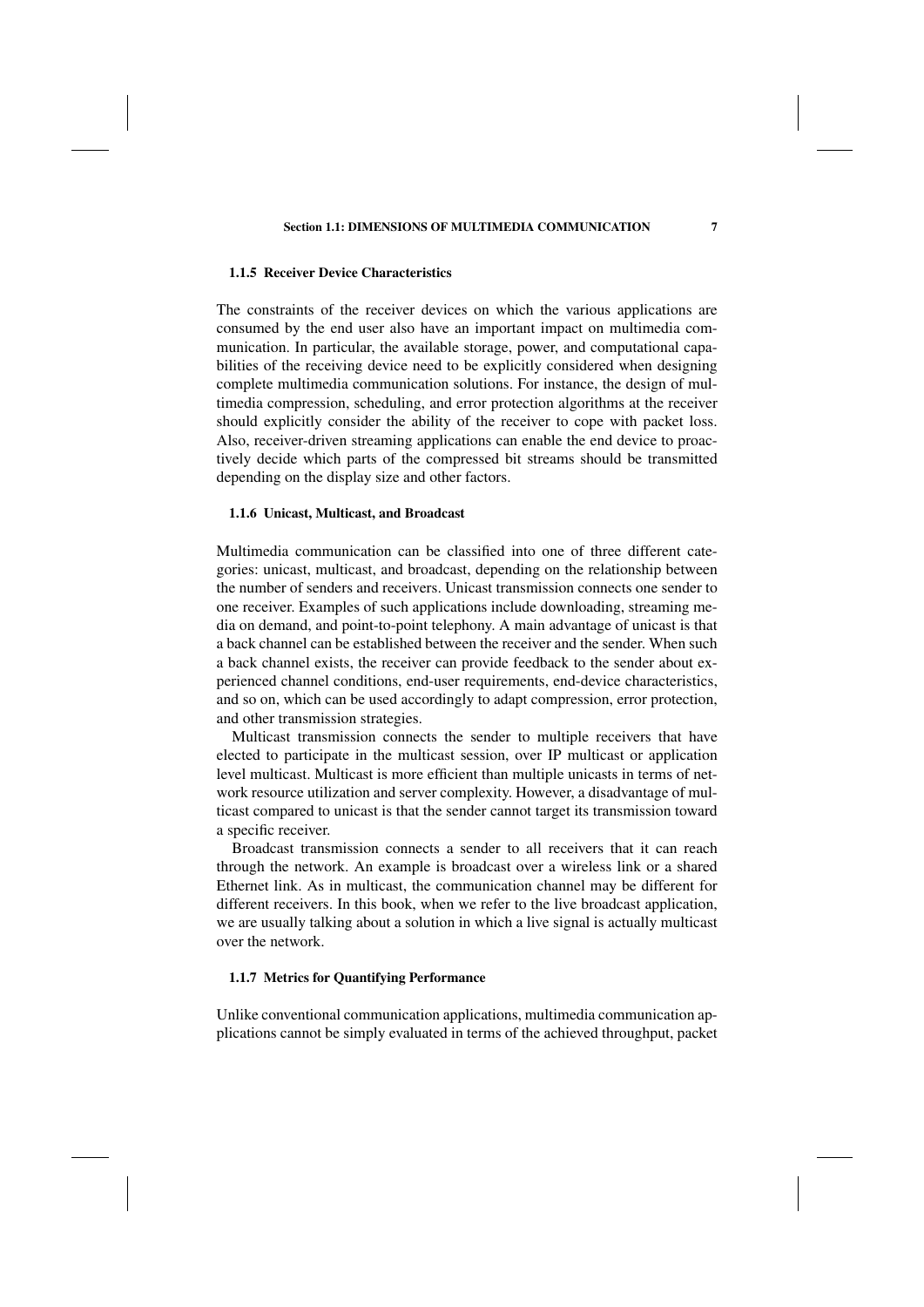### 1.1.5 Receiver Device Characteristics

The constraints of the receiver devices on which the various applications are consumed by the end user also have an important impact on multimedia communication. In particular, the available storage, power, and computational capabilities of the receiving device need to be explicitly considered when designing complete multimedia communication solutions. For instance, the design of multimedia compression, scheduling, and error protection algorithms at the receiver should explicitly consider the ability of the receiver to cope with packet loss. Also, receiver-driven streaming applications can enable the end device to proactively decide which parts of the compressed bit streams should be transmitted depending on the display size and other factors.

### 1.1.6 Unicast, Multicast, and Broadcast

Multimedia communication can be classified into one of three different categories: unicast, multicast, and broadcast, depending on the relationship between the number of senders and receivers. Unicast transmission connects one sender to one receiver. Examples of such applications include downloading, streaming media on demand, and point-to-point telephony. A main advantage of unicast is that a back channel can be established between the receiver and the sender. When such a back channel exists, the receiver can provide feedback to the sender about experienced channel conditions, end-user requirements, end-device characteristics, and so on, which can be used accordingly to adapt compression, error protection, and other transmission strategies.

Multicast transmission connects the sender to multiple receivers that have elected to participate in the multicast session, over IP multicast or application level multicast. Multicast is more efficient than multiple unicasts in terms of network resource utilization and server complexity. However, a disadvantage of multicast compared to unicast is that the sender cannot target its transmission toward a specific receiver.

Broadcast transmission connects a sender to all receivers that it can reach through the network. An example is broadcast over a wireless link or a shared Ethernet link. As in multicast, the communication channel may be different for different receivers. In this book, when we refer to the live broadcast application, we are usually talking about a solution in which a live signal is actually multicast over the network.

### 1.1.7 Metrics for Quantifying Performance

Unlike conventional communication applications, multimedia communication applications cannot be simply evaluated in terms of the achieved throughput, packet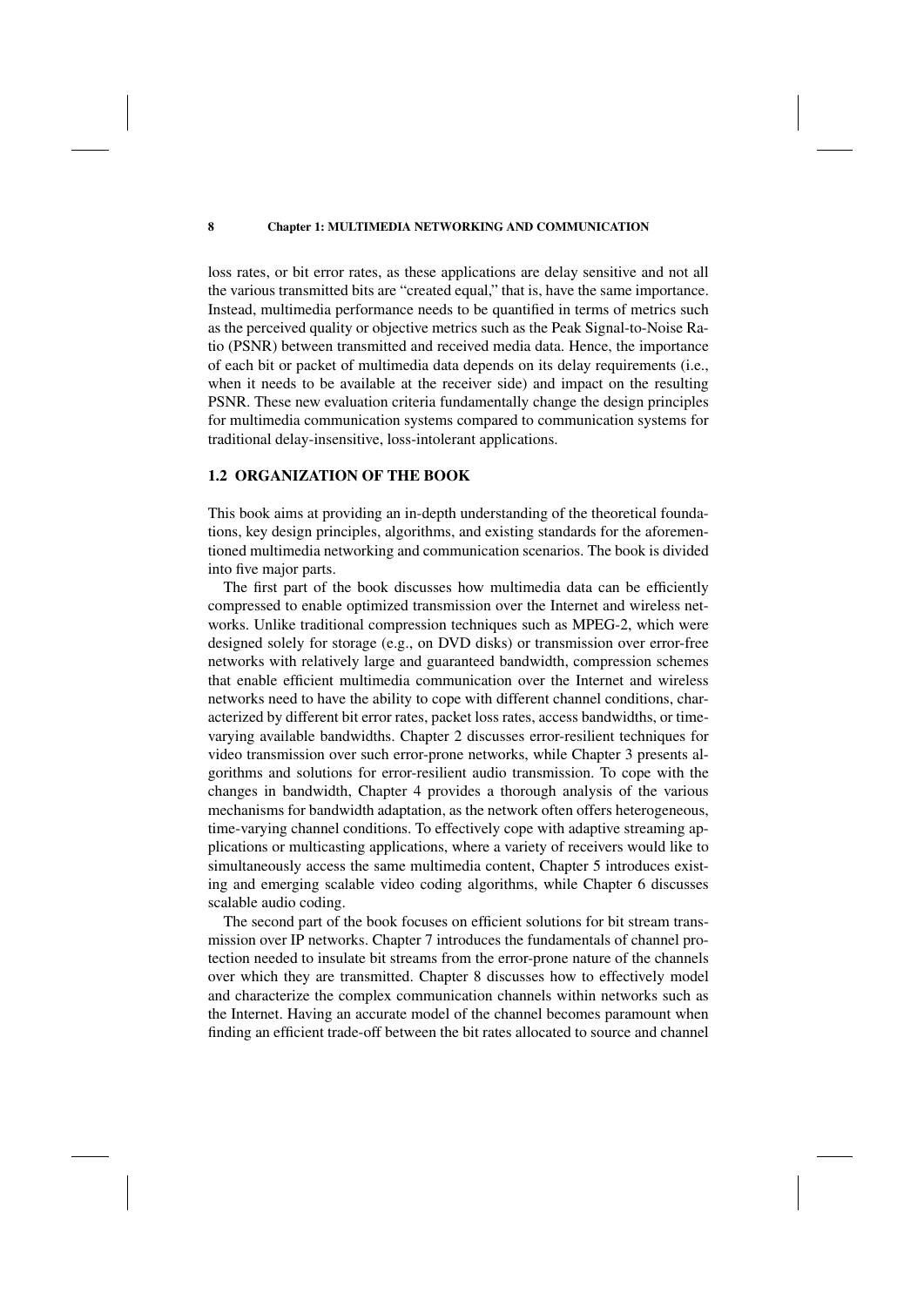loss rates, or bit error rates, as these applications are delay sensitive and not all the various transmitted bits are "created equal," that is, have the same importance. Instead, multimedia performance needs to be quantified in terms of metrics such as the perceived quality or objective metrics such as the Peak Signal-to-Noise Ratio (PSNR) between transmitted and received media data. Hence, the importance of each bit or packet of multimedia data depends on its delay requirements (i.e., when it needs to be available at the receiver side) and impact on the resulting PSNR. These new evaluation criteria fundamentally change the design principles for multimedia communication systems compared to communication systems for traditional delay-insensitive, loss-intolerant applications.

## 1.2 ORGANIZATION OF THE BOOK

This book aims at providing an in-depth understanding of the theoretical foundations, key design principles, algorithms, and existing standards for the aforementioned multimedia networking and communication scenarios. The book is divided into five major parts.

The first part of the book discusses how multimedia data can be efficiently compressed to enable optimized transmission over the Internet and wireless networks. Unlike traditional compression techniques such as MPEG-2, which were designed solely for storage (e.g., on DVD disks) or transmission over error-free networks with relatively large and guaranteed bandwidth, compression schemes that enable efficient multimedia communication over the Internet and wireless networks need to have the ability to cope with different channel conditions, characterized by different bit error rates, packet loss rates, access bandwidths, or time-varying available bandwidths. Chapter 2 discusses error-resilient techniques for video transmission over such error-prone networks, while Chapter 3 presents algorithms and solutions for error-resilient audio transmission. To cope with the changes in bandwidth, Chapter 4 provides a thorough analysis of the various mechanisms for bandwidth adaptation, as the network often offers heterogeneous, time-varying channel conditions. To effectively cope with adaptive streaming applications or multicasting applications, where a variety of receivers would like to simultaneously access the same multimedia content, Chapter 5 introduces existing and emerging scalable video coding algorithms, while Chapter 6 discusses scalable audio coding.

The second part of the book focuses on efficient solutions for bit stream transmission over IP networks. Chapter 7 introduces the fundamentals of channel protection needed to insulate bit streams from the error-prone nature of the channels over which they are transmitted. Chapter 8 discusses how to effectively model and characterize the complex communication channels within networks such as the Internet. Having an accurate model of the channel becomes paramount when finding an efficient trade-off between the bit rates allocated to source and channel